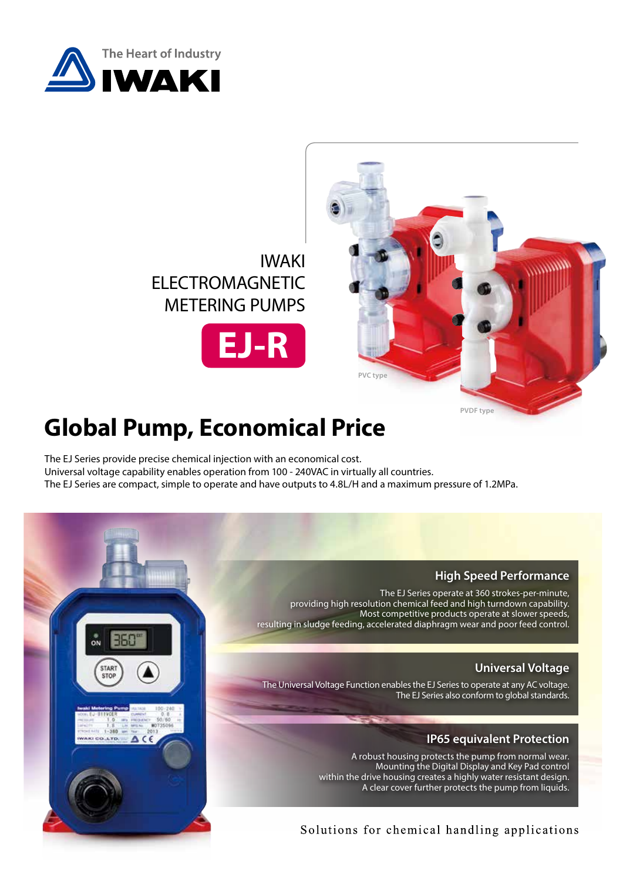The Heart of Industry

IWAKI

# IWAKI ELECTROMAGNETIC METERING PUMPS

## EJ-R

PVC type

PVDF type

## Global Pump, Economical Price

The EJ Series provide precise chemical injection with an economical cost.
Universal voltage capability enables operation from 100 - 240VAC in virtually all countries.
The EJ Series are compact, simple to operate and have outputs to 4.8L/H and a maximum pressure of 1.2MPa.

### High Speed Performance

The EJ Series operate at 360 strokes-per-minute, providing high resolution chemical feed and high turndown capability. Most competitive products operate at slower speeds, resulting in sludge feeding, accelerated diaphragm wear and poor feed control.

### Universal Voltage

The Universal Voltage Function enables the EJ Series to operate at any AC voltage. The EJ Series also conform to global standards.

### IP65 equivalent Protection

A robust housing protects the pump from normal wear. Mounting the Digital Display and Key Pad control within the drive housing creates a highly water resistant design. A clear cover further protects the pump from liquids.

Solutions for chemical handling applications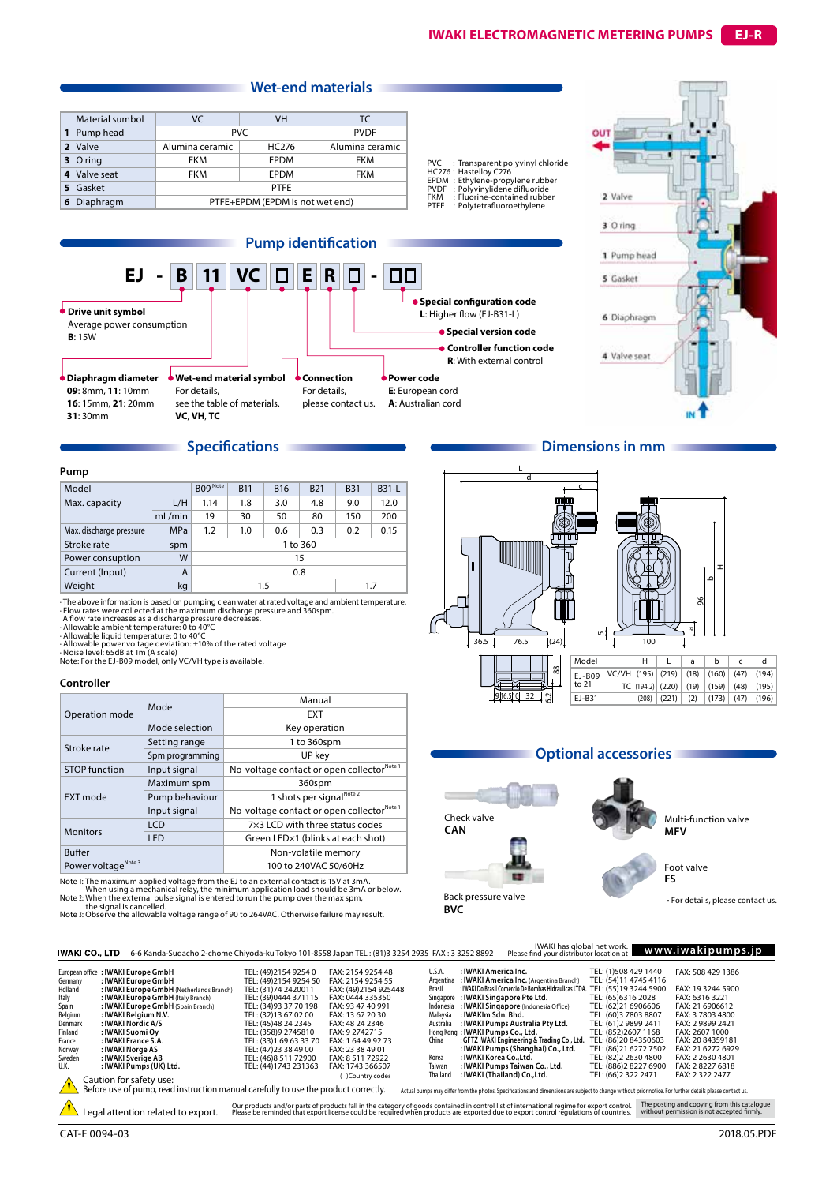## Wet-end materials

| Material sumbol | VC | VH | TC |
|---|---|---|---|
| 1 Pump head | PVC | | PVDF |
| 2 Valve | Alumina ceramic | HC276 | Alumina ceramic |
| 3 O ring | FKM | EPDM | FKM |
| 4 Valve seat | FKM | EPDM | FKM |
| 5 Gasket | PTFE | | |
| 6 Diaphragm | PTFE+EPDM (EPDM is not wet end) | | |

PVC : Transparent polyvinyl chloride
HC276 : Hastelloy C276
EPDM : Ethylene-propylene rubber
PVDF : Polyvinylidene difluoride
FKM : Fluorine-contained rubber
PTFE : Polytetrafluoroethylene

OUT
2 Valve
3 O ring
1 Pump head
5 Gasket
6 Diaphragm
4 Valve seat
IN

## Pump identification

**EJ - B 11 VC □ E R □ - □□**

**Drive unit symbol**
Average power consumption
**B**: 15W

**Diaphragm diameter**
**09**: 8mm, **11**: 10mm
**16**: 15mm, **21**: 20mm
**31**: 30mm

**Wet-end material symbol**
For details, see the table of materials.
**VC**, **VH**, **TC**

**Connection**
For details, please contact us.

**Power code**
**E**: European cord
**A**: Australian cord

**Special configuration code**
**L**: Higher flow (EJ-B31-L)

**Special version code**

**Controller function code**
**R**: With external control

## Specifications

### Pump

| Model | | B09[Note] | B11 | B16 | B21 | B31 | B31-L |
|---|---|---|---|---|---|---|---|
| Max. capacity | L/H | 1.14 | 1.8 | 3.0 | 4.8 | 9.0 | 12.0 |
| | mL/min | 19 | 30 | 50 | 80 | 150 | 200 |
| Max. discharge pressure | MPa | 1.2 | 1.0 | 0.6 | 0.3 | 0.2 | 0.15 |
| Stroke rate | spm | 1 to 360 | | | | | |
| Power consuption | W | 15 | | | | | |
| Current (Input) | A | 0.8 | | | | | |
| Weight | kg | 1.5 | | | | 1.7 | |

· The above information is based on pumping clean water at rated voltage and ambient temperature.
· Flow rates were collected at the maximum discharge pressure and 360spm.
A flow rate increases as a discharge pressure decreases.
· Allowable ambient temperature: 0 to 40°C
· Allowable liquid temperature: 0 to 40°C
· Allowable power voltage deviation: ±10% of the rated voltage
· Noise level: 65dB at 1m (A scale)
Note: For the EJ-B09 model, only VC/VH type is available.

### Controller

| | | |
|---|---|---|
| Operation mode | Mode | Manual |
| | | EXT |
| | Mode selection | Key operation |
| Stroke rate | Setting range | 1 to 360spm |
| | Spm programming | UP key |
| STOP function | Input signal | No-voltage contact or open collector[Note 1] |
| EXT mode | Maximum spm | 360spm |
| | Pump behaviour | 1 shots per signal[Note 2] |
| | Input signal | No-voltage contact or open collector[Note 1] |
| Monitors | LCD | 7×3 LCD with three status codes |
| | LED | Green LED×1 (blinks at each shot) |
| Buffer | | Non-volatile memory |
| Power voltage[Note 3] | | 100 to 240VAC 50/60Hz |

Note 1: The maximum applied voltage from the EJ to an external contact is 15V at 3mA.
When using a mechanical relay, the minimum application load should be 3mA or below.
Note 2: When the external pulse signal is entered to run the pump over the max spm,
the signal is cancelled.
Note 3: Observe the allowable voltage range of 90 to 264VAC. Otherwise failure may result.

## Dimensions in mm

L, d, c, H, b, 96, a, 36.5, 76.5, (24), 100, 88, 5, 6.5, 10, 32, 6.2

| Model | | H | L | a | b | c | d |
|---|---|---|---|---|---|---|---|
| EJ-B09 to 21 | VC/VH | (195) | (219) | (18) | (160) | (47) | (194) |
| | TC | (194.2) | (220) | (19) | (159) | (48) | (195) |
| EJ-B31 | | (208) | (221) | (2) | (173) | (47) | (196) |

## Optional accessories

Check valve
**CAN**

Multi-function valve
**MFV**

Back pressure valve
**BVC**

Foot valve
**FS**

• For details, please contact us.

**IWAKI CO., LTD.** 6-6 Kanda-Sudacho 2-chome Chiyoda-ku Tokyo 101-8558 Japan TEL : (81)3 3254 2935 FAX : 3 3252 8892

IWAKI has global net work. Please find your distributor location at **www.iwakipumps.jp**

| | | | |
|---|---|---|---|
| European office | : IWAKI Europe GmbH | TEL: (49)2154 9254 0 | FAX: 2154 9254 48 |
| Germany | : IWAKI Europe GmbH | TEL: (49)2154 9254 50 | FAX: 2154 9254 55 |
| Holland | : IWAKI Europe GmbH (Netherlands Branch) | TEL: (31)74 2420011 | FAX: (49)2154 925448 |
| Italy | : IWAKI Europe GmbH (Italy Branch) | TEL: (39)0444 371115 | FAX: 0444 335350 |
| Spain | : IWAKI Europe GmbH (Spain Branch) | TEL: (34)93 37 70 198 | FAX: 93 47 40 991 |
| Belgium | : IWAKI Belgium N.V. | TEL: (32)13 67 02 00 | FAX: 13 67 20 30 |
| Denmark | : IWAKI Nordic A/S | TEL: (45)48 24 2345 | FAX: 48 24 2346 |
| Finland | : IWAKI Suomi Oy | TEL: (358)9 2745810 | FAX: 9 2742715 |
| France | : IWAKI France S.A. | TEL: (33)1 69 63 33 70 | FAX: 1 64 49 92 73 |
| Norway | : IWAKI Norge AS | TEL: (47)23 38 49 00 | FAX: 23 38 49 01 |
| Sweden | : IWAKI Sverige AB | TEL: (46)8 511 72900 | FAX: 8 511 72922 |
| U.K. | : IWAKI Pumps (UK) Ltd. | TEL: (44)1743 231363 | FAX: 1743 366507 |
| U.S.A. | : IWAKI America Inc. | TEL: (1)508 429 1440 | FAX: 508 429 1386 |
| Argentina | : IWAKI America Inc. (Argentina Branch) | TEL: (54)11 4745 4116 | |
| Brasil | : IWAKI Do Brasil Comercio De Bombas Hidraulicas LTDA. | TEL: (55)19 3244 5900 | FAX: 19 3244 5900 |
| Singapore | : IWAKI Singapore Pte Ltd. | TEL: (65)6316 2028 | FAX: 6316 3221 |
| Indonesia | : IWAKI Singapore (Indonesia Office) | TEL: (62)21 6906606 | FAX: 21 6906612 |
| Malaysia | : IWAKIm Sdn. Bhd. | TEL: (60)3 7803 8807 | FAX: 3 7803 4800 |
| Australia | : IWAKI Pumps Australia Pty Ltd. | TEL: (61)2 9899 2411 | FAX: 2 9899 2421 |
| Hong Kong | : IWAKI Pumps Co., Ltd. | TEL: (852)2607 1168 | FAX: 2607 1000 |
| China | : GFTZ IWAKI Engineering & Trading Co., Ltd. | TEL: (86)20 84350603 | FAX: 20 84359181 |
| | : IWAKI Pumps (Shanghai) Co., Ltd. | TEL: (86)21 6272 7502 | FAX: 21 6272 6929 |
| Korea | : IWAKI Korea Co.,Ltd. | TEL: (82)2 2630 4800 | FAX: 2 2630 4801 |
| Taiwan | : IWAKI Pumps Taiwan Co., Ltd. | TEL: (886)2 8227 6900 | FAX: 2 8227 6818 |
| Thailand | : IWAKI (Thailand) Co.,Ltd. | TEL: (66)2 322 2471 | FAX: 2 322 2477 |

( )Country codes

Caution for safety use:
Before use of pump, read instruction manual carefully to use the product correctly.

Actual pumps may differ from the photos. Specifications and dimensions are subject to change without prior notice. For further details please contact us.

Legal attention related to export.

Our products and/or parts of products fall in the category of goods contained in control list of international regime for export control. Please be reminded that export license could be required when products are exported due to export control regulations of countries.

The posting and copying from this catalogue without permission is not accepted firmly.

CAT-E 0094-03

2018.05.PDF